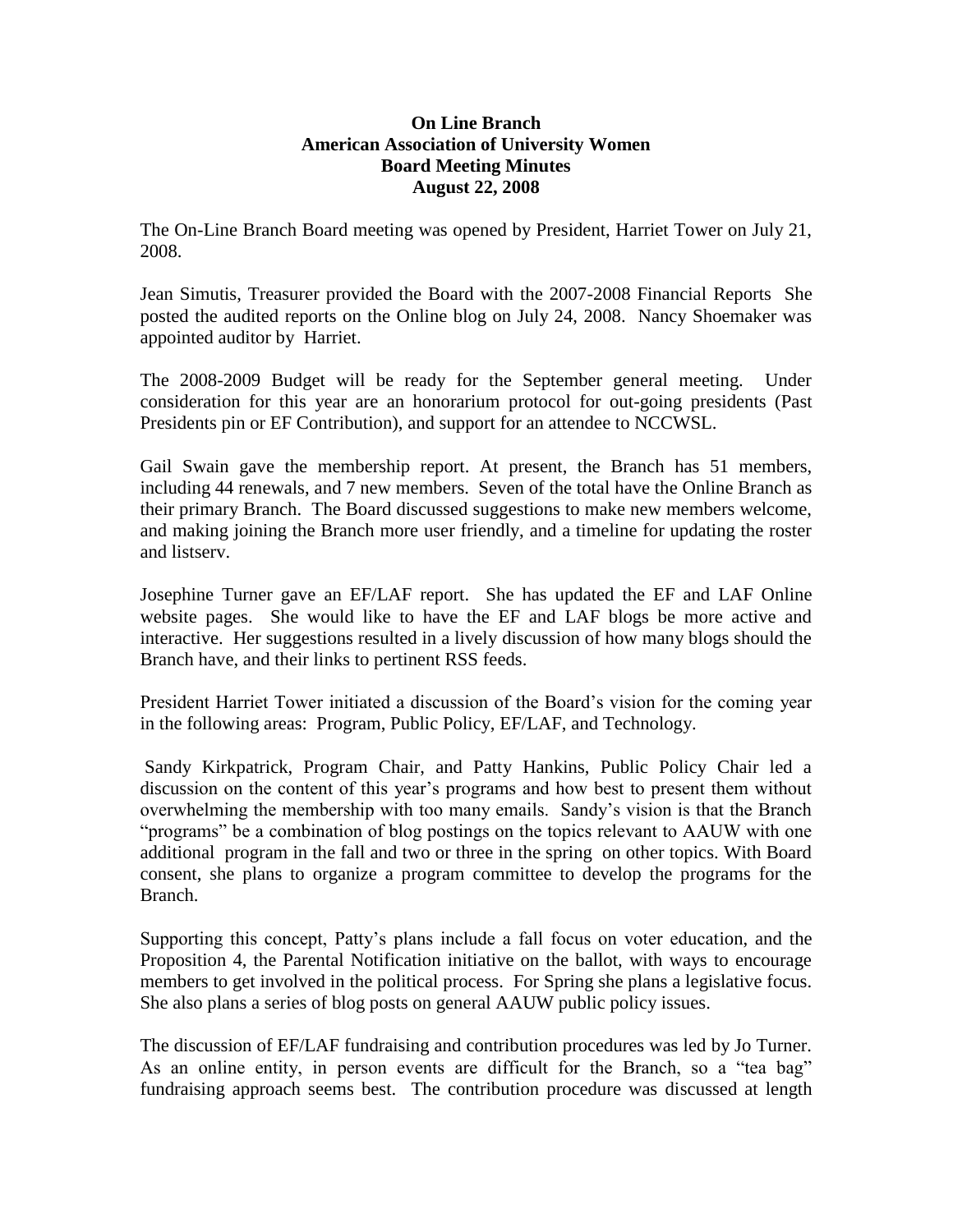**On Line Branch**
**American Association of University Women**
**Board Meeting Minutes**
**August 22, 2008**

The On-Line Branch Board meeting was opened by President, Harriet Tower on July 21, 2008.

Jean Simutis, Treasurer provided the Board with the 2007-2008 Financial Reports She posted the audited reports on the Online blog on July 24, 2008. Nancy Shoemaker was appointed auditor by Harriet.

The 2008-2009 Budget will be ready for the September general meeting. Under consideration for this year are an honorarium protocol for out-going presidents (Past Presidents pin or EF Contribution), and support for an attendee to NCCWSL.

Gail Swain gave the membership report. At present, the Branch has 51 members, including 44 renewals, and 7 new members. Seven of the total have the Online Branch as their primary Branch. The Board discussed suggestions to make new members welcome, and making joining the Branch more user friendly, and a timeline for updating the roster and listserv.

Josephine Turner gave an EF/LAF report. She has updated the EF and LAF Online website pages. She would like to have the EF and LAF blogs be more active and interactive. Her suggestions resulted in a lively discussion of how many blogs should the Branch have, and their links to pertinent RSS feeds.

President Harriet Tower initiated a discussion of the Board's vision for the coming year in the following areas: Program, Public Policy, EF/LAF, and Technology.

Sandy Kirkpatrick, Program Chair, and Patty Hankins, Public Policy Chair led a discussion on the content of this year's programs and how best to present them without overwhelming the membership with too many emails. Sandy's vision is that the Branch "programs" be a combination of blog postings on the topics relevant to AAUW with one additional program in the fall and two or three in the spring on other topics. With Board consent, she plans to organize a program committee to develop the programs for the Branch.

Supporting this concept, Patty's plans include a fall focus on voter education, and the Proposition 4, the Parental Notification initiative on the ballot, with ways to encourage members to get involved in the political process. For Spring she plans a legislative focus. She also plans a series of blog posts on general AAUW public policy issues.

The discussion of EF/LAF fundraising and contribution procedures was led by Jo Turner. As an online entity, in person events are difficult for the Branch, so a "tea bag" fundraising approach seems best. The contribution procedure was discussed at length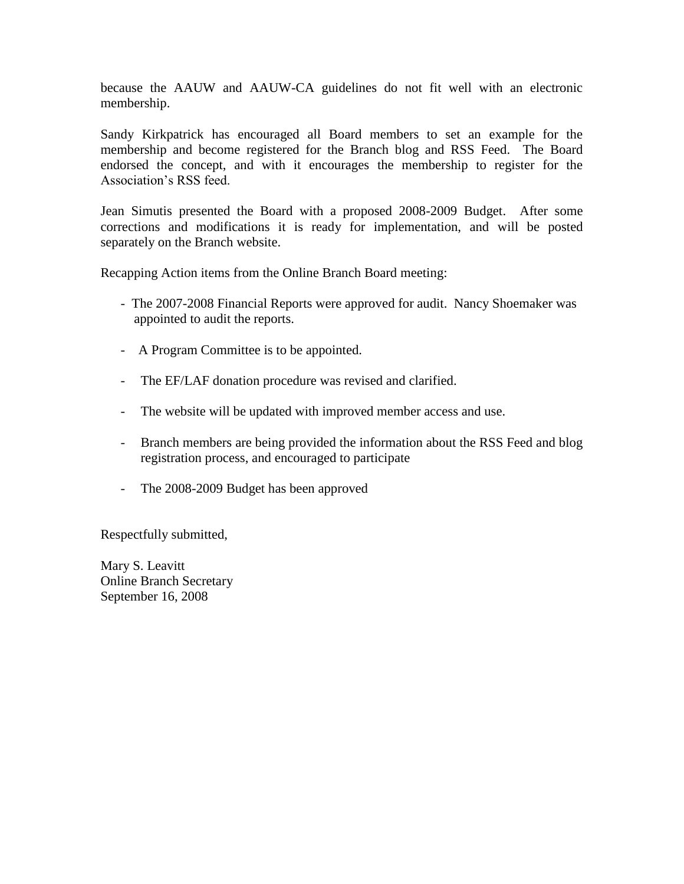because the AAUW and AAUW-CA guidelines do not fit well with an electronic membership.

Sandy Kirkpatrick has encouraged all Board members to set an example for the membership and become registered for the Branch blog and RSS Feed. The Board endorsed the concept, and with it encourages the membership to register for the Association's RSS feed.

Jean Simutis presented the Board with a proposed 2008-2009 Budget. After some corrections and modifications it is ready for implementation, and will be posted separately on the Branch website.

Recapping Action items from the Online Branch Board meeting:

- The 2007-2008 Financial Reports were approved for audit. Nancy Shoemaker was appointed to audit the reports.
- A Program Committee is to be appointed.
- The EF/LAF donation procedure was revised and clarified.
- The website will be updated with improved member access and use.
- Branch members are being provided the information about the RSS Feed and blog registration process, and encouraged to participate
- The 2008-2009 Budget has been approved

Respectfully submitted,

Mary S. Leavitt
Online Branch Secretary
September 16, 2008